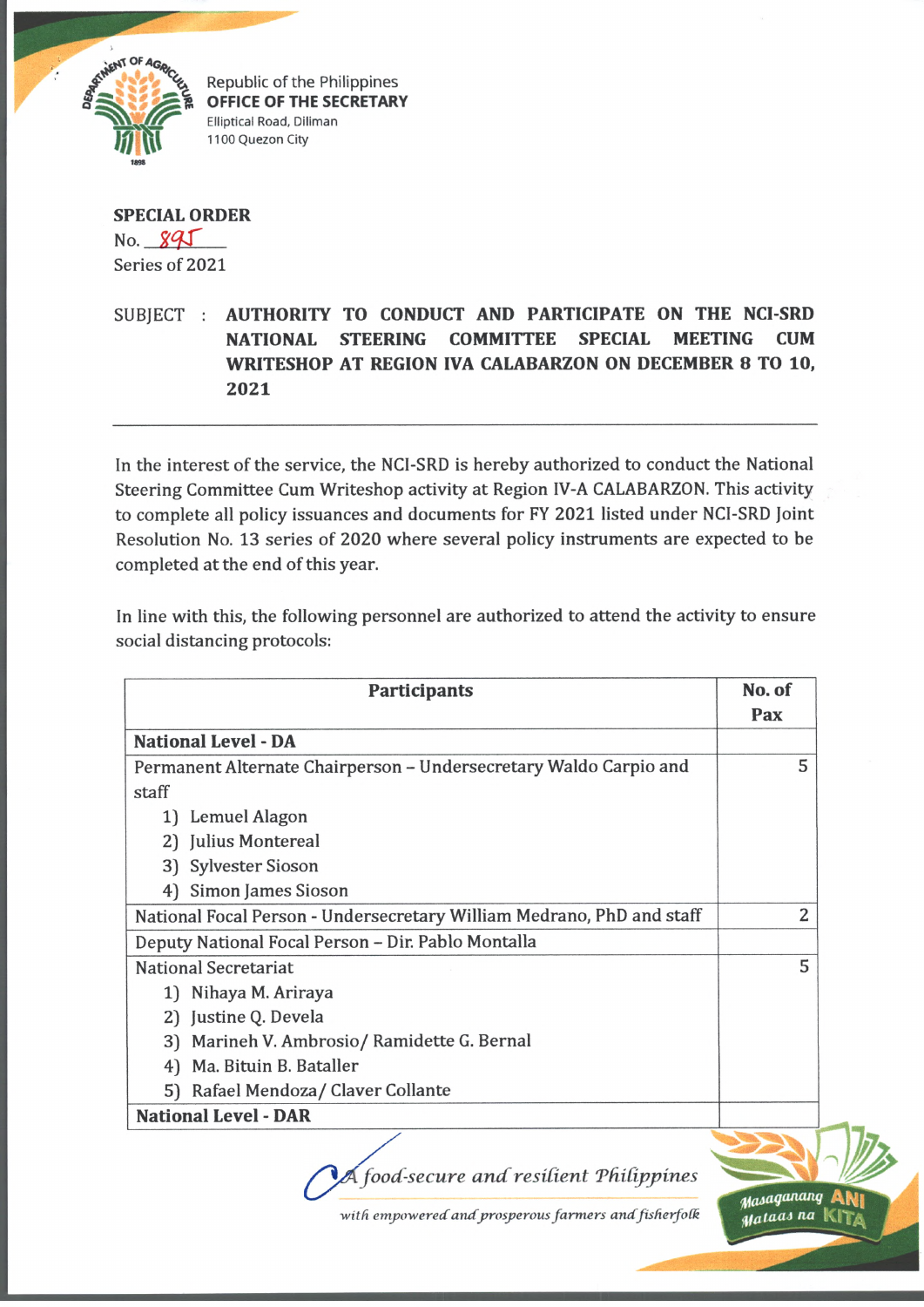Republic of the Philippines
**OFFICE OF THE SECRETARY**
Elliptical Road, Diliman
1100 Quezon City

**SPECIAL ORDER**
No. 895
Series of 2021

SUBJECT : **AUTHORITY TO CONDUCT AND PARTICIPATE ON THE NCI-SRD NATIONAL STEERING COMMITTEE SPECIAL MEETING CUM WRITESHOP AT REGION IVA CALABARZON ON DECEMBER 8 TO 10, 2021**

---

In the interest of the service, the NCI-SRD is hereby authorized to conduct the National Steering Committee Cum Writeshop activity at Region IV-A CALABARZON. This activity to complete all policy issuances and documents for FY 2021 listed under NCI-SRD Joint Resolution No. 13 series of 2020 where several policy instruments are expected to be completed at the end of this year.

In line with this, the following personnel are authorized to attend the activity to ensure social distancing protocols:

| Participants | No. of Pax |
|---|---|
| **National Level - DA** | |
| Permanent Alternate Chairperson – Undersecretary Waldo Carpio and staff<br>1) Lemuel Alagon<br>2) Julius Montereal<br>3) Sylvester Sioson<br>4) Simon James Sioson | 5 |
| National Focal Person - Undersecretary William Medrano, PhD and staff | 2 |
| Deputy National Focal Person – Dir. Pablo Montalla | |
| National Secretariat<br>1) Nihaya M. Ariraya<br>2) Justine Q. Devela<br>3) Marineh V. Ambrosio/ Ramidette G. Bernal<br>4) Ma. Bituin B. Bataller<br>5) Rafael Mendoza/ Claver Collante | 5 |
| **National Level - DAR** | |

*A food-secure and resilient Philippines with empowered and prosperous farmers and fisherfolk*

Masaganang ANI Mataas na KITA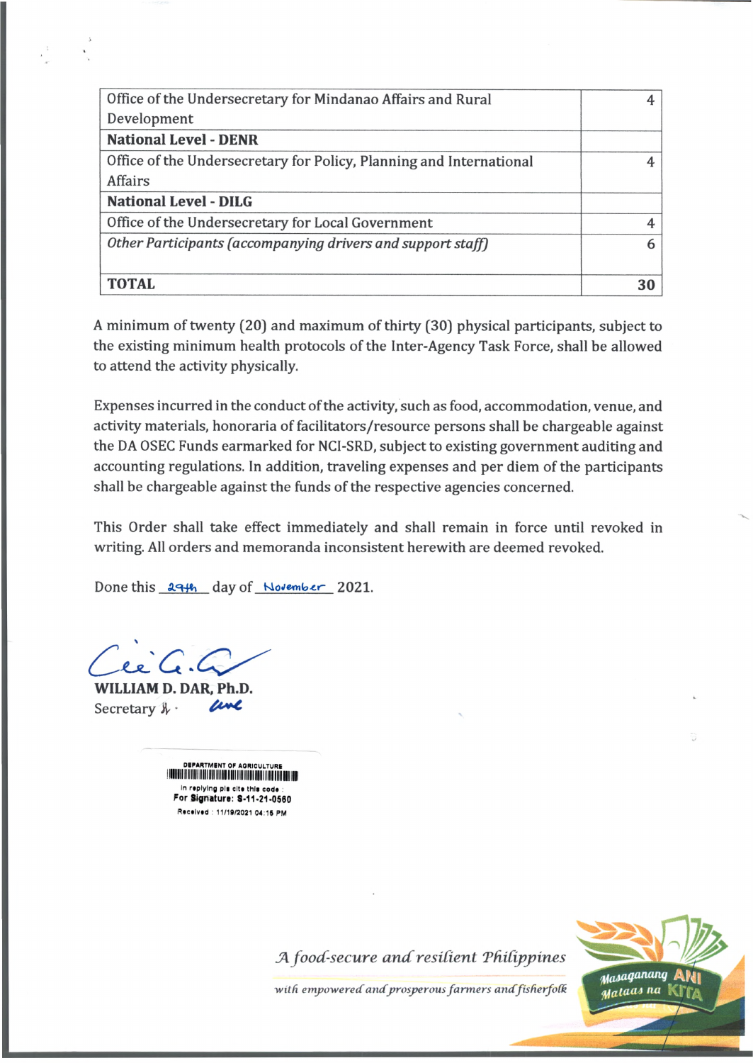| | |
|---|---|
| Office of the Undersecretary for Mindanao Affairs and Rural Development | 4 |
| **National Level - DENR** | |
| Office of the Undersecretary for Policy, Planning and International Affairs | 4 |
| **National Level - DILG** | |
| Office of the Undersecretary for Local Government | 4 |
| *Other Participants (accompanying drivers and support staff)* | 6 |
| **TOTAL** | **30** |

A minimum of twenty (20) and maximum of thirty (30) physical participants, subject to the existing minimum health protocols of the Inter-Agency Task Force, shall be allowed to attend the activity physically.

Expenses incurred in the conduct of the activity, such as food, accommodation, venue, and activity materials, honoraria of facilitators/resource persons shall be chargeable against the DA OSEC Funds earmarked for NCI-SRD, subject to existing government auditing and accounting regulations. In addition, traveling expenses and per diem of the participants shall be chargeable against the funds of the respective agencies concerned.

This Order shall take effect immediately and shall remain in force until revoked in writing. All orders and memoranda inconsistent herewith are deemed revoked.

Done this 29th day of November 2021.

**WILLIAM D. DAR, Ph.D.**
Secretary

DEPARTMENT OF AGRICULTURE
In replying pls cite this code :
For Signature: S-11-21-0560
Received : 11/19/2021 04:15 PM

*A food-secure and resilient Philippines*
*with empowered and prosperous farmers and fisherfolk*

Masaganang ANI Mataas na KITA